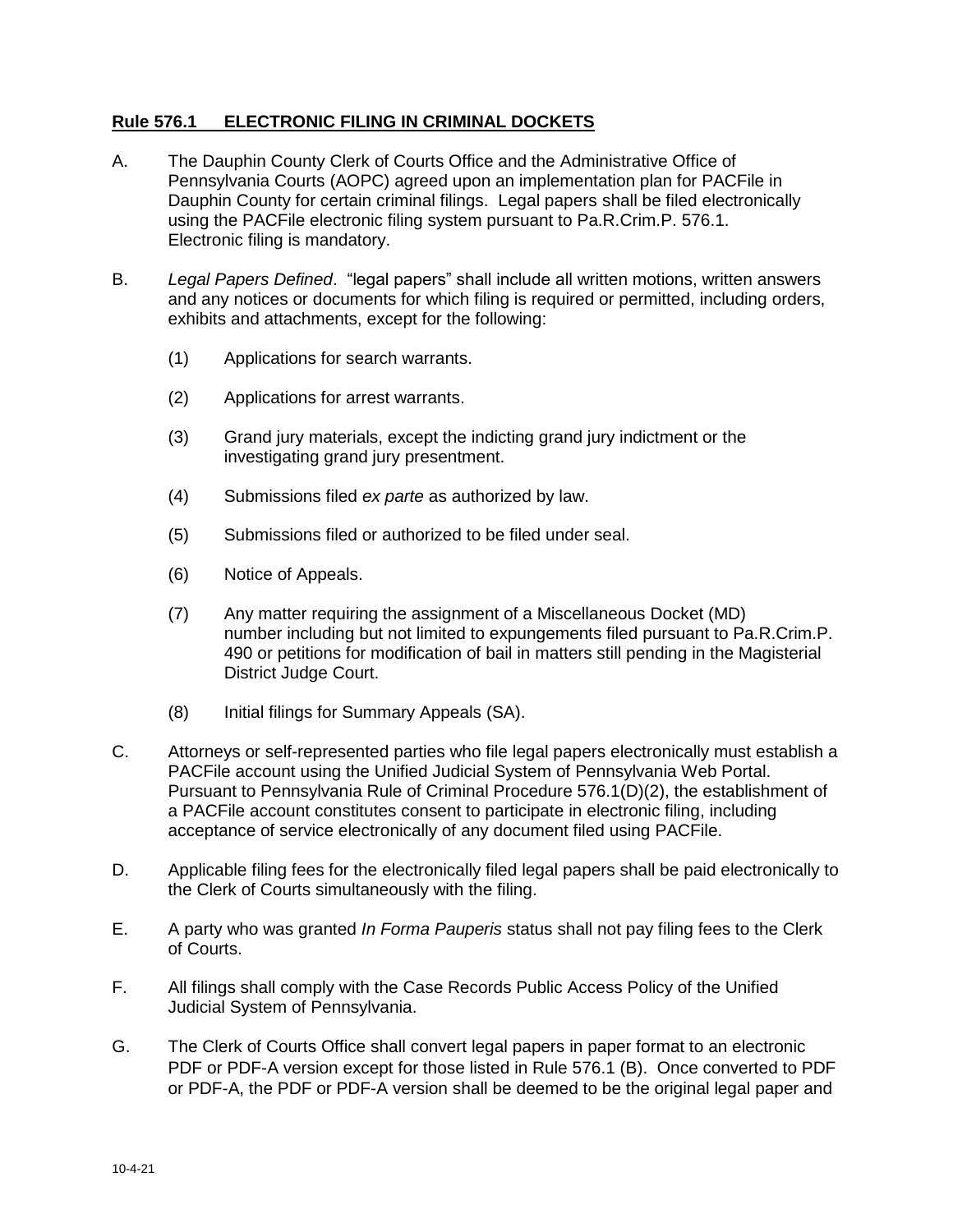**Rule 576.1 ELECTRONIC FILING IN CRIMINAL DOCKETS**

A. The Dauphin County Clerk of Courts Office and the Administrative Office of Pennsylvania Courts (AOPC) agreed upon an implementation plan for PACFile in Dauphin County for certain criminal filings. Legal papers shall be filed electronically using the PACFile electronic filing system pursuant to Pa.R.Crim.P. 576.1. Electronic filing is mandatory.

B. *Legal Papers Defined*. "legal papers" shall include all written motions, written answers and any notices or documents for which filing is required or permitted, including orders, exhibits and attachments, except for the following:

(1) Applications for search warrants.

(2) Applications for arrest warrants.

(3) Grand jury materials, except the indicting grand jury indictment or the investigating grand jury presentment.

(4) Submissions filed *ex parte* as authorized by law.

(5) Submissions filed or authorized to be filed under seal.

(6) Notice of Appeals.

(7) Any matter requiring the assignment of a Miscellaneous Docket (MD) number including but not limited to expungements filed pursuant to Pa.R.Crim.P. 490 or petitions for modification of bail in matters still pending in the Magisterial District Judge Court.

(8) Initial filings for Summary Appeals (SA).

C. Attorneys or self-represented parties who file legal papers electronically must establish a PACFile account using the Unified Judicial System of Pennsylvania Web Portal. Pursuant to Pennsylvania Rule of Criminal Procedure 576.1(D)(2), the establishment of a PACFile account constitutes consent to participate in electronic filing, including acceptance of service electronically of any document filed using PACFile.

D. Applicable filing fees for the electronically filed legal papers shall be paid electronically to the Clerk of Courts simultaneously with the filing.

E. A party who was granted *In Forma Pauperis* status shall not pay filing fees to the Clerk of Courts.

F. All filings shall comply with the Case Records Public Access Policy of the Unified Judicial System of Pennsylvania.

G. The Clerk of Courts Office shall convert legal papers in paper format to an electronic PDF or PDF-A version except for those listed in Rule 576.1 (B). Once converted to PDF or PDF-A, the PDF or PDF-A version shall be deemed to be the original legal paper and

10-4-21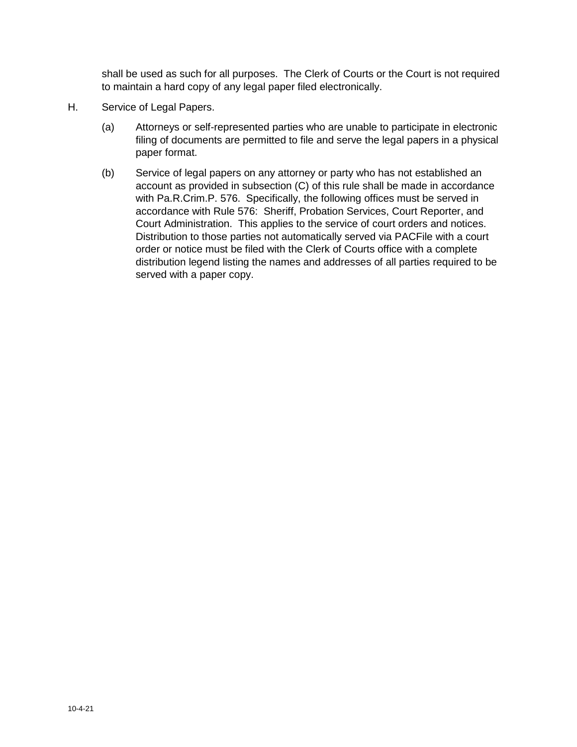shall be used as such for all purposes. The Clerk of Courts or the Court is not required to maintain a hard copy of any legal paper filed electronically.

H. Service of Legal Papers.

(a) Attorneys or self-represented parties who are unable to participate in electronic filing of documents are permitted to file and serve the legal papers in a physical paper format.

(b) Service of legal papers on any attorney or party who has not established an account as provided in subsection (C) of this rule shall be made in accordance with Pa.R.Crim.P. 576. Specifically, the following offices must be served in accordance with Rule 576: Sheriff, Probation Services, Court Reporter, and Court Administration. This applies to the service of court orders and notices. Distribution to those parties not automatically served via PACFile with a court order or notice must be filed with the Clerk of Courts office with a complete distribution legend listing the names and addresses of all parties required to be served with a paper copy.

10-4-21